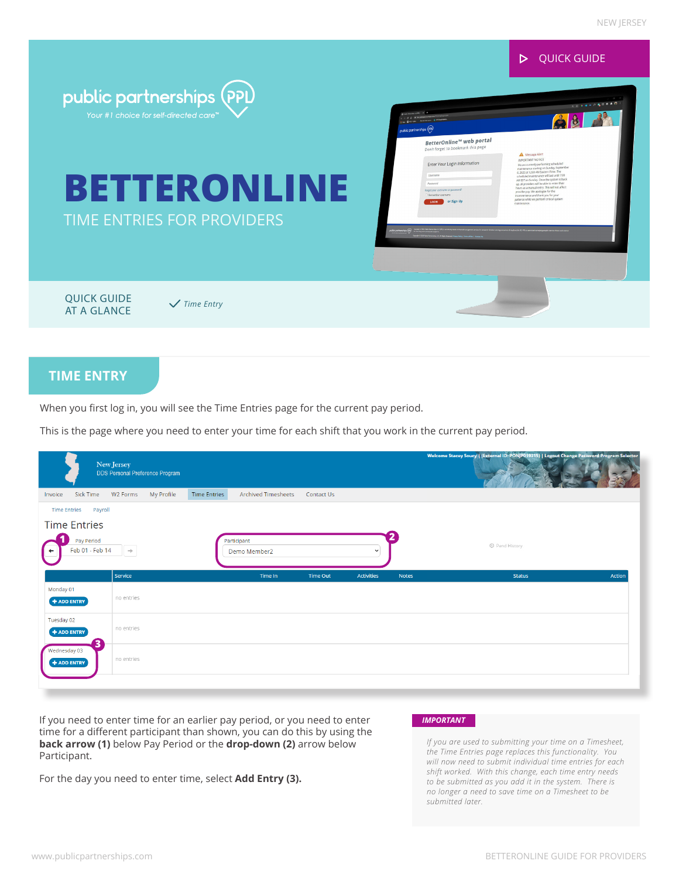QUICK GUIDE

public partnerships PPL

*Your #1 choice for self-directed care™*

# BETTERONLINE

TIME ENTRIES FOR PROVIDERS

QUICK GUIDE AT A GLANCE

✓ *Time Entry*

## TIME ENTRY

When you first log in, you will see the Time Entries page for the current pay period.

This is the page where you need to enter your time for each shift that you work in the current pay period.

If you need to enter time for an earlier pay period, or you need to enter time for a different participant than shown, you can do this by using the **back arrow (1)** below Pay Period or the **drop-down (2)** arrow below Participant.

For the day you need to enter time, select **Add Entry (3).**

***IMPORTANT***

*If you are used to submitting your time on a Timesheet, the Time Entries page replaces this functionality. You will now need to submit individual time entries for each shift worked. With this change, each time entry needs to be submitted as you add it in the system. There is no longer a need to save time on a Timesheet to be submitted later.*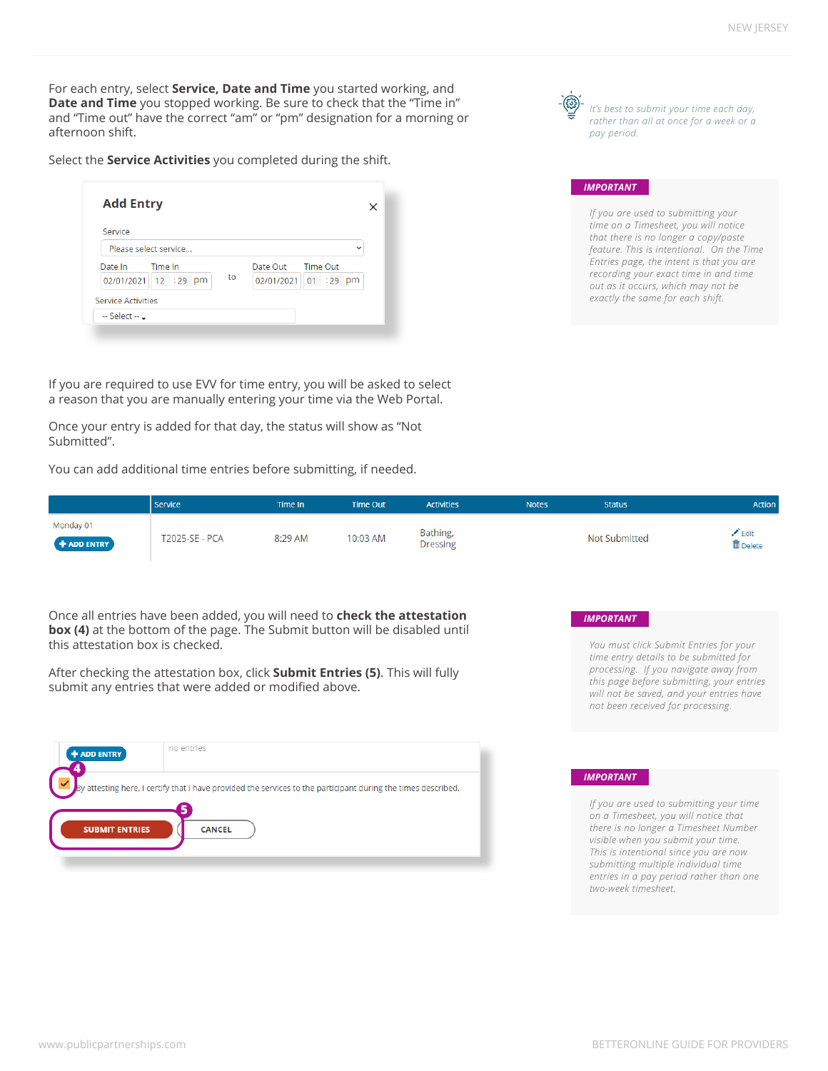For each entry, select **Service, Date and Time** you started working, and **Date and Time** you stopped working. Be sure to check that the "Time in" and "Time out" have the correct "am" or "pm" designation for a morning or afternoon shift.

Select the **Service Activities** you completed during the shift.

*It's best to submit your time each day, rather than all at once for a week or a pay period.*

**IMPORTANT**

*If you are used to submitting your time on a Timesheet, you will notice that there is no longer a copy/paste feature. This is intentional. On the Time Entries page, the intent is that you are recording your exact time in and time out as it occurs, which may not be exactly the same for each shift.*

If you are required to use EVV for time entry, you will be asked to select a reason that you are manually entering your time via the Web Portal.

Once your entry is added for that day, the status will show as "Not Submitted".

You can add additional time entries before submitting, if needed.

| | Service | Time In | Time Out | Activities | Notes | Status | Action |
|---|---|---|---|---|---|---|---|
| Monday 01 ADD ENTRY | T2025-SE - PCA | 8:29 AM | 10:03 AM | Bathing, Dressing | | Not Submitted | Edit Delete |

Once all entries have been added, you will need to **check the attestation box (4)** at the bottom of the page. The Submit button will be disabled until this attestation box is checked.

After checking the attestation box, click **Submit Entries (5)**. This will fully submit any entries that were added or modified above.

**IMPORTANT**

*You must click Submit Entries for your time entry details to be submitted for processing. If you navigate away from this page before submitting, your entries will not be saved, and your entries have not been received for processing.*

**IMPORTANT**

*If you are used to submitting your time on a Timesheet, you will notice that there is no longer a Timesheet Number visible when you submit your time. This is intentional since you are now submitting multiple individual time entries in a pay period rather than one two-week timesheet.*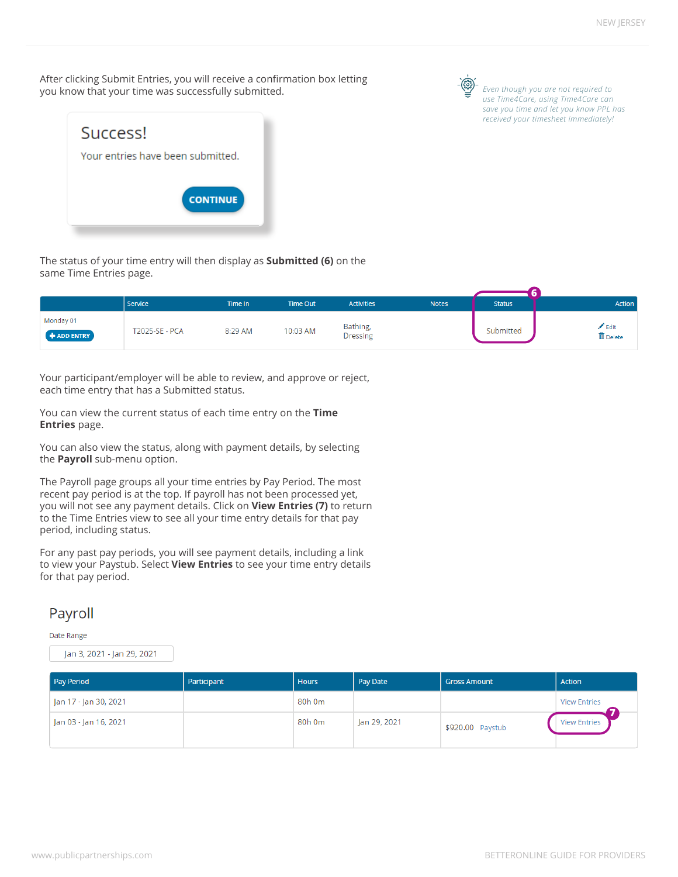After clicking Submit Entries, you will receive a confirmation box letting you know that your time was successfully submitted.

Success!

Your entries have been submitted.

CONTINUE

*Even though you are not required to use Time4Care, using Time4Care can save you time and let you know PPL has received your timesheet immediately!*

The status of your time entry will then display as **Submitted (6)** on the same Time Entries page.

| | Service | Time In | Time Out | Activities | Notes | Status | Action |
|---|---|---|---|---|---|---|---|
| Monday 01 ADD ENTRY | T2025-SE - PCA | 8:29 AM | 10:03 AM | Bathing, Dressing | | Submitted | Edit Delete |

Your participant/employer will be able to review, and approve or reject, each time entry that has a Submitted status.

You can view the current status of each time entry on the **Time Entries** page.

You can also view the status, along with payment details, by selecting the **Payroll** sub-menu option.

The Payroll page groups all your time entries by Pay Period. The most recent pay period is at the top. If payroll has not been processed yet, you will not see any payment details. Click on **View Entries (7)** to return to the Time Entries view to see all your time entry details for that pay period, including status.

For any past pay periods, you will see payment details, including a link to view your Paystub. Select **View Entries** to see your time entry details for that pay period.

## Payroll

Date Range

Jan 3, 2021 - Jan 29, 2021

| Pay Period | Participant | Hours | Pay Date | Gross Amount | Action |
|---|---|---|---|---|---|
| Jan 17 - Jan 30, 2021 | | 80h 0m | | | View Entries |
| Jan 03 - Jan 16, 2021 | | 80h 0m | Jan 29, 2021 | $920.00 Paystub | View Entries |